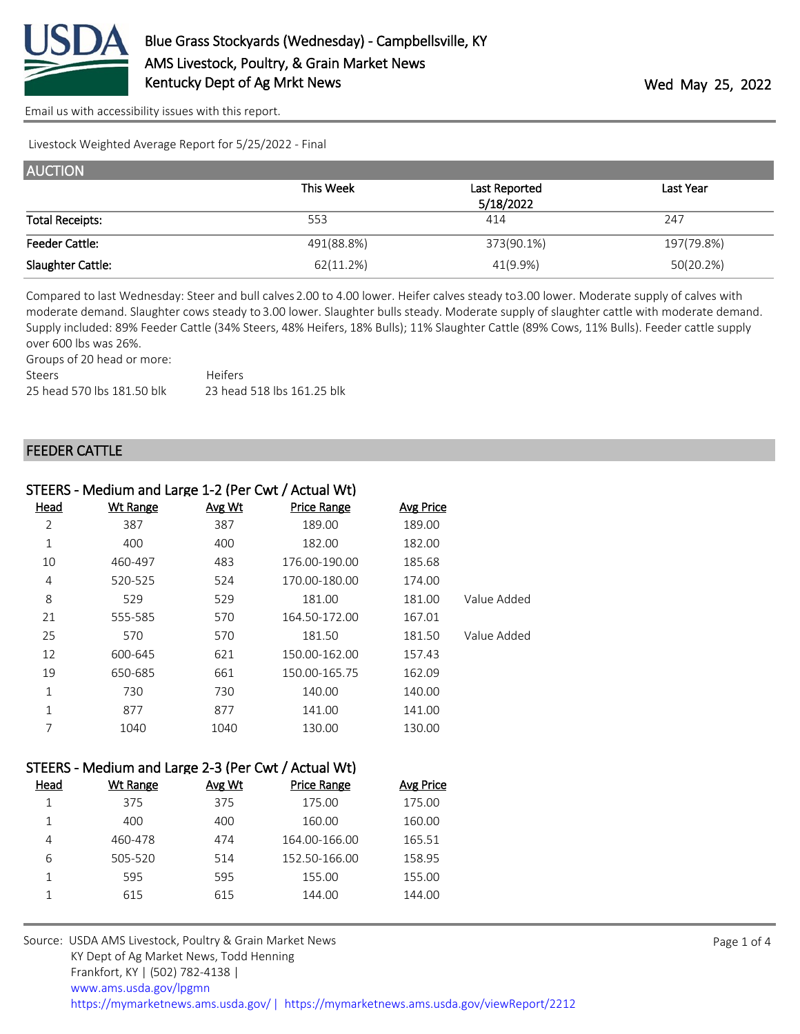# Blue Grass Stockyards (Wednesday) - Campbellsville, KY

AMS Livestock, Poultry, & Grain Market News

Kentucky Dept of Ag Mrkt News

Wed May 25, 2022

Email us with accessibility issues with this report.

Livestock Weighted Average Report for 5/25/2022 - Final

## AUCTION

| | This Week | Last Reported 5/18/2022 | Last Year |
|---|---|---|---|
| Total Receipts: | 553 | 414 | 247 |
| Feeder Cattle: | 491(88.8%) | 373(90.1%) | 197(79.8%) |
| Slaughter Cattle: | 62(11.2%) | 41(9.9%) | 50(20.2%) |

Compared to last Wednesday: Steer and bull calves 2.00 to 4.00 lower. Heifer calves steady to 3.00 lower. Moderate supply of calves with moderate demand. Slaughter cows steady to 3.00 lower. Slaughter bulls steady. Moderate supply of slaughter cattle with moderate demand. Supply included: 89% Feeder Cattle (34% Steers, 48% Heifers, 18% Bulls); 11% Slaughter Cattle (89% Cows, 11% Bulls). Feeder cattle supply over 600 lbs was 26%.

Groups of 20 head or more:

| Steers | Heifers |
|---|---|
| 25 head 570 lbs 181.50 blk | 23 head 518 lbs 161.25 blk |

## FEEDER CATTLE

### STEERS - Medium and Large 1-2 (Per Cwt / Actual Wt)

| Head | Wt Range | Avg Wt | Price Range | Avg Price | |
|---|---|---|---|---|---|
| 2 | 387 | 387 | 189.00 | 189.00 | |
| 1 | 400 | 400 | 182.00 | 182.00 | |
| 10 | 460-497 | 483 | 176.00-190.00 | 185.68 | |
| 4 | 520-525 | 524 | 170.00-180.00 | 174.00 | |
| 8 | 529 | 529 | 181.00 | 181.00 | Value Added |
| 21 | 555-585 | 570 | 164.50-172.00 | 167.01 | |
| 25 | 570 | 570 | 181.50 | 181.50 | Value Added |
| 12 | 600-645 | 621 | 150.00-162.00 | 157.43 | |
| 19 | 650-685 | 661 | 150.00-165.75 | 162.09 | |
| 1 | 730 | 730 | 140.00 | 140.00 | |
| 1 | 877 | 877 | 141.00 | 141.00 | |
| 7 | 1040 | 1040 | 130.00 | 130.00 | |

### STEERS - Medium and Large 2-3 (Per Cwt / Actual Wt)

| Head | Wt Range | Avg Wt | Price Range | Avg Price |
|---|---|---|---|---|
| 1 | 375 | 375 | 175.00 | 175.00 |
| 1 | 400 | 400 | 160.00 | 160.00 |
| 4 | 460-478 | 474 | 164.00-166.00 | 165.51 |
| 6 | 505-520 | 514 | 152.50-166.00 | 158.95 |
| 1 | 595 | 595 | 155.00 | 155.00 |
| 1 | 615 | 615 | 144.00 | 144.00 |

Source: USDA AMS Livestock, Poultry & Grain Market News
KY Dept of Ag Market News, Todd Henning
Frankfort, KY | (502) 782-4138 |
www.ams.usda.gov/lpgmn
https://mymarketnews.ams.usda.gov/ | https://mymarketnews.ams.usda.gov/viewReport/2212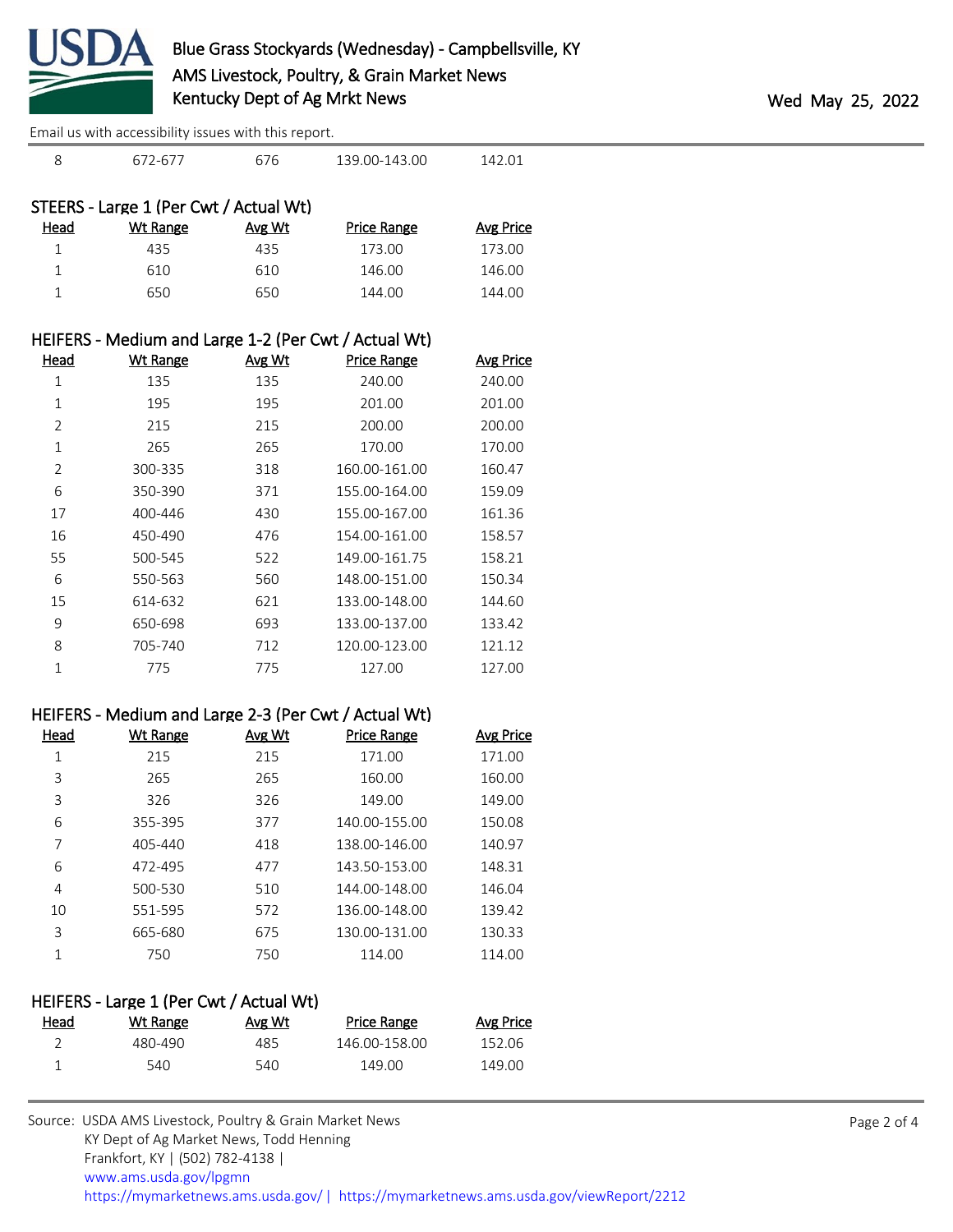| | | | | |
|---|---|---|---|---|
| 8 | 672-677 | 676 | 139.00-143.00 | 142.01 |

### STEERS - Large 1 (Per Cwt / Actual Wt)

| Head | Wt Range | Avg Wt | Price Range | Avg Price |
|---|---|---|---|---|
| 1 | 435 | 435 | 173.00 | 173.00 |
| 1 | 610 | 610 | 146.00 | 146.00 |
| 1 | 650 | 650 | 144.00 | 144.00 |

### HEIFERS - Medium and Large 1-2 (Per Cwt / Actual Wt)

| Head | Wt Range | Avg Wt | Price Range | Avg Price |
|---|---|---|---|---|
| 1 | 135 | 135 | 240.00 | 240.00 |
| 1 | 195 | 195 | 201.00 | 201.00 |
| 2 | 215 | 215 | 200.00 | 200.00 |
| 1 | 265 | 265 | 170.00 | 170.00 |
| 2 | 300-335 | 318 | 160.00-161.00 | 160.47 |
| 6 | 350-390 | 371 | 155.00-164.00 | 159.09 |
| 17 | 400-446 | 430 | 155.00-167.00 | 161.36 |
| 16 | 450-490 | 476 | 154.00-161.00 | 158.57 |
| 55 | 500-545 | 522 | 149.00-161.75 | 158.21 |
| 6 | 550-563 | 560 | 148.00-151.00 | 150.34 |
| 15 | 614-632 | 621 | 133.00-148.00 | 144.60 |
| 9 | 650-698 | 693 | 133.00-137.00 | 133.42 |
| 8 | 705-740 | 712 | 120.00-123.00 | 121.12 |
| 1 | 775 | 775 | 127.00 | 127.00 |

### HEIFERS - Medium and Large 2-3 (Per Cwt / Actual Wt)

| Head | Wt Range | Avg Wt | Price Range | Avg Price |
|---|---|---|---|---|
| 1 | 215 | 215 | 171.00 | 171.00 |
| 3 | 265 | 265 | 160.00 | 160.00 |
| 3 | 326 | 326 | 149.00 | 149.00 |
| 6 | 355-395 | 377 | 140.00-155.00 | 150.08 |
| 7 | 405-440 | 418 | 138.00-146.00 | 140.97 |
| 6 | 472-495 | 477 | 143.50-153.00 | 148.31 |
| 4 | 500-530 | 510 | 144.00-148.00 | 146.04 |
| 10 | 551-595 | 572 | 136.00-148.00 | 139.42 |
| 3 | 665-680 | 675 | 130.00-131.00 | 130.33 |
| 1 | 750 | 750 | 114.00 | 114.00 |

### HEIFERS - Large 1 (Per Cwt / Actual Wt)

| Head | Wt Range | Avg Wt | Price Range | Avg Price |
|---|---|---|---|---|
| 2 | 480-490 | 485 | 146.00-158.00 | 152.06 |
| 1 | 540 | 540 | 149.00 | 149.00 |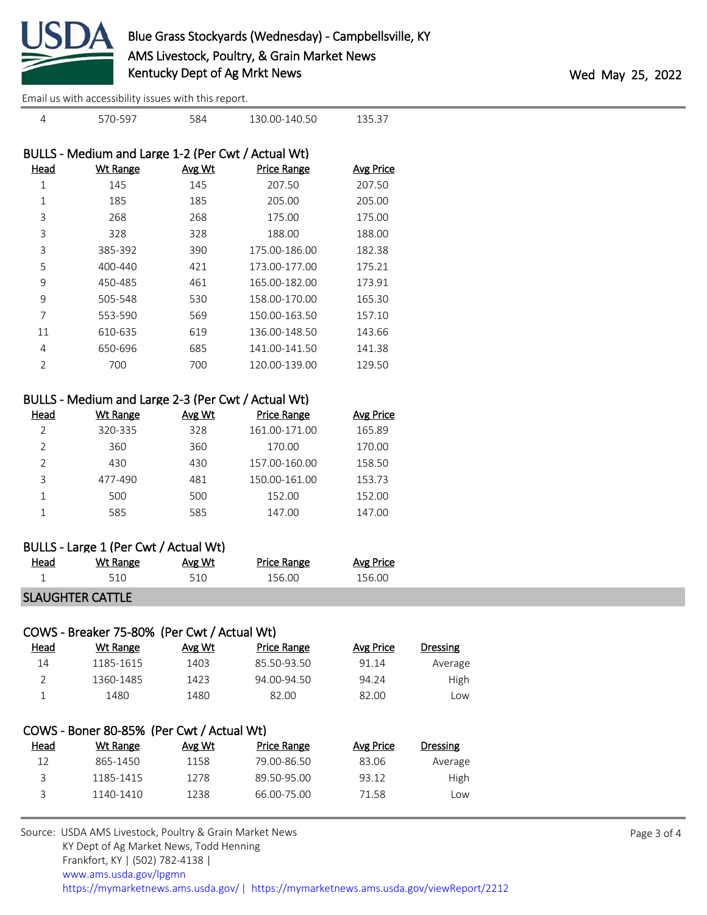Email us with accessibility issues with this report.

| | | | | |
|---|---|---|---|---|
| 4 | 570-597 | 584 | 130.00-140.50 | 135.37 |

### BULLS - Medium and Large 1-2 (Per Cwt / Actual Wt)

| Head | Wt Range | Avg Wt | Price Range | Avg Price |
|---|---|---|---|---|
| 1 | 145 | 145 | 207.50 | 207.50 |
| 1 | 185 | 185 | 205.00 | 205.00 |
| 3 | 268 | 268 | 175.00 | 175.00 |
| 3 | 328 | 328 | 188.00 | 188.00 |
| 3 | 385-392 | 390 | 175.00-186.00 | 182.38 |
| 5 | 400-440 | 421 | 173.00-177.00 | 175.21 |
| 9 | 450-485 | 461 | 165.00-182.00 | 173.91 |
| 9 | 505-548 | 530 | 158.00-170.00 | 165.30 |
| 7 | 553-590 | 569 | 150.00-163.50 | 157.10 |
| 11 | 610-635 | 619 | 136.00-148.50 | 143.66 |
| 4 | 650-696 | 685 | 141.00-141.50 | 141.38 |
| 2 | 700 | 700 | 120.00-139.00 | 129.50 |

### BULLS - Medium and Large 2-3 (Per Cwt / Actual Wt)

| Head | Wt Range | Avg Wt | Price Range | Avg Price |
|---|---|---|---|---|
| 2 | 320-335 | 328 | 161.00-171.00 | 165.89 |
| 2 | 360 | 360 | 170.00 | 170.00 |
| 2 | 430 | 430 | 157.00-160.00 | 158.50 |
| 3 | 477-490 | 481 | 150.00-161.00 | 153.73 |
| 1 | 500 | 500 | 152.00 | 152.00 |
| 1 | 585 | 585 | 147.00 | 147.00 |

### BULLS - Large 1 (Per Cwt / Actual Wt)

| Head | Wt Range | Avg Wt | Price Range | Avg Price |
|---|---|---|---|---|
| 1 | 510 | 510 | 156.00 | 156.00 |

## SLAUGHTER CATTLE

### COWS - Breaker 75-80% (Per Cwt / Actual Wt)

| Head | Wt Range | Avg Wt | Price Range | Avg Price | Dressing |
|---|---|---|---|---|---|
| 14 | 1185-1615 | 1403 | 85.50-93.50 | 91.14 | Average |
| 2 | 1360-1485 | 1423 | 94.00-94.50 | 94.24 | High |
| 1 | 1480 | 1480 | 82.00 | 82.00 | Low |

### COWS - Boner 80-85% (Per Cwt / Actual Wt)

| Head | Wt Range | Avg Wt | Price Range | Avg Price | Dressing |
|---|---|---|---|---|---|
| 12 | 865-1450 | 1158 | 79.00-86.50 | 83.06 | Average |
| 3 | 1185-1415 | 1278 | 89.50-95.00 | 93.12 | High |
| 3 | 1140-1410 | 1238 | 66.00-75.00 | 71.58 | Low |

Source: USDA AMS Livestock, Poultry & Grain Market News
KY Dept of Ag Market News, Todd Henning
Frankfort, KY | (502) 782-4138 |
www.ams.usda.gov/lpgmn
https://mymarketnews.ams.usda.gov/ | https://mymarketnews.ams.usda.gov/viewReport/2212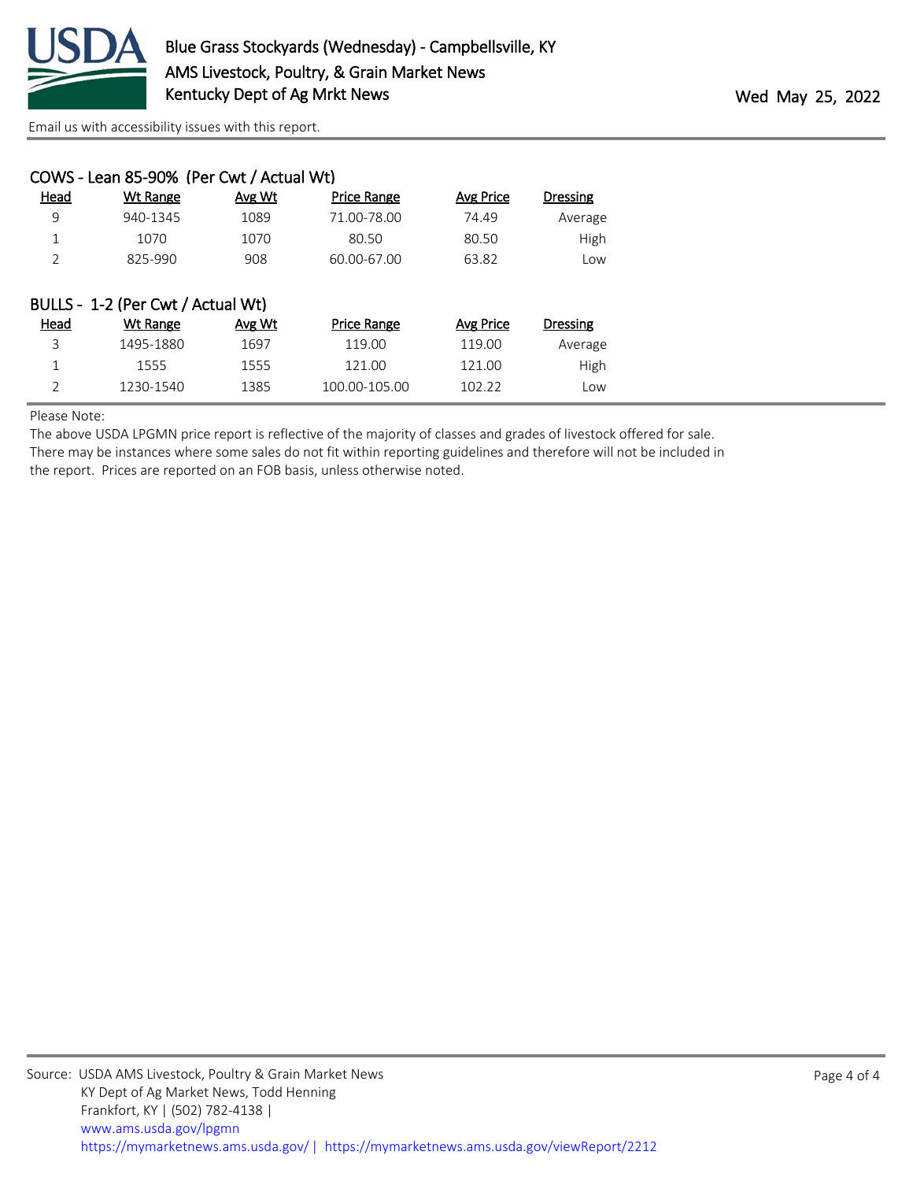### COWS - Lean 85-90% (Per Cwt / Actual Wt)

| Head | Wt Range | Avg Wt | Price Range | Avg Price | Dressing |
|---|---|---|---|---|---|
| 9 | 940-1345 | 1089 | 71.00-78.00 | 74.49 | Average |
| 1 | 1070 | 1070 | 80.50 | 80.50 | High |
| 2 | 825-990 | 908 | 60.00-67.00 | 63.82 | Low |

### BULLS - 1-2 (Per Cwt / Actual Wt)

| Head | Wt Range | Avg Wt | Price Range | Avg Price | Dressing |
|---|---|---|---|---|---|
| 3 | 1495-1880 | 1697 | 119.00 | 119.00 | Average |
| 1 | 1555 | 1555 | 121.00 | 121.00 | High |
| 2 | 1230-1540 | 1385 | 100.00-105.00 | 102.22 | Low |

Please Note:

The above USDA LPGMN price report is reflective of the majority of classes and grades of livestock offered for sale. There may be instances where some sales do not fit within reporting guidelines and therefore will not be included in the report. Prices are reported on an FOB basis, unless otherwise noted.

Source: USDA AMS Livestock, Poultry & Grain Market News
KY Dept of Ag Market News, Todd Henning
Frankfort, KY | (502) 782-4138 |
www.ams.usda.gov/lpgmn
https://mymarketnews.ams.usda.gov/ | https://mymarketnews.ams.usda.gov/viewReport/2212